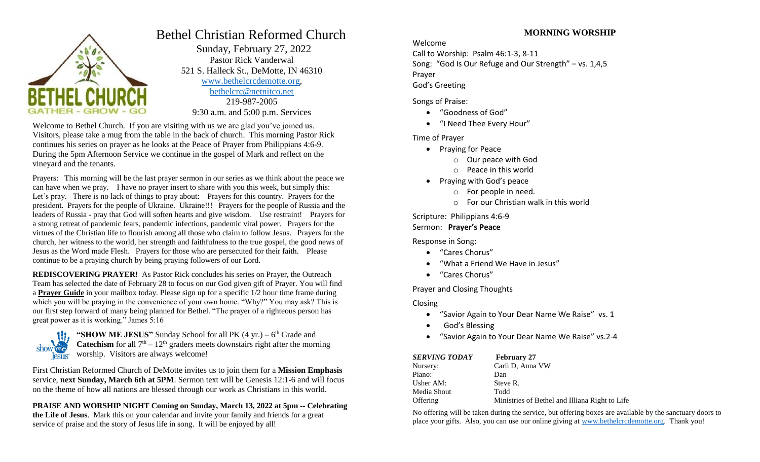# Bethel Christian Reformed Church

Sunday, February 27, 2022
Pastor Rick Vanderwal
521 S. Halleck St., DeMotte, IN 46310
www.bethelcrcdemotte.org,
bethelcrc@netnitco.net
219-987-2005
9:30 a.m. and 5:00 p.m. Services

Welcome to Bethel Church. If you are visiting with us we are glad you've joined us. Visitors, please take a mug from the table in the back of church. This morning Pastor Rick continues his series on prayer as he looks at the Peace of Prayer from Philippians 4:6-9. During the 5pm Afternoon Service we continue in the gospel of Mark and reflect on the vineyard and the tenants.

Prayers: This morning will be the last prayer sermon in our series as we think about the peace we can have when we pray. I have no prayer insert to share with you this week, but simply this: Let's pray. There is no lack of things to pray about: Prayers for this country. Prayers for the president. Prayers for the people of Ukraine. Ukraine!!! Prayers for the people of Russia and the leaders of Russia - pray that God will soften hearts and give wisdom. Use restraint! Prayers for a strong retreat of pandemic fears, pandemic infections, pandemic viral power. Prayers for the virtues of the Christian life to flourish among all those who claim to follow Jesus. Prayers for the church, her witness to the world, her strength and faithfulness to the true gospel, the good news of Jesus as the Word made Flesh. Prayers for those who are persecuted for their faith. Please continue to be a praying church by being praying followers of our Lord.

**REDISCOVERING PRAYER!** As Pastor Rick concludes his series on Prayer, the Outreach Team has selected the date of February 28 to focus on our God given gift of Prayer. You will find a **Prayer Guide** in your mailbox today. Please sign up for a specific 1/2 hour time frame during which you will be praying in the convenience of your own home. "Why?" You may ask? This is our first step forward of many being planned for Bethel. "The prayer of a righteous person has great power as it is working." James 5:16

**"SHOW ME JESUS"** Sunday School for all PK (4 yr.) – 6th Grade and **Catechism** for all 7th – 12th graders meets downstairs right after the morning worship. Visitors are always welcome!

First Christian Reformed Church of DeMotte invites us to join them for a **Mission Emphasis** service, **next Sunday, March 6th at 5PM**. Sermon text will be Genesis 12:1-6 and will focus on the theme of how all nations are blessed through our work as Christians in this world.

**PRAISE AND WORSHIP NIGHT Coming on Sunday, March 13, 2022 at 5pm -- Celebrating the Life of Jesus**. Mark this on your calendar and invite your family and friends for a great service of praise and the story of Jesus life in song. It will be enjoyed by all!

## MORNING WORSHIP

Welcome
Call to Worship: Psalm 46:1-3, 8-11
Song: "God Is Our Refuge and Our Strength" – vs. 1,4,5
Prayer
God's Greeting

Songs of Praise:

- "Goodness of God"
- "I Need Thee Every Hour"

Time of Prayer

- Praying for Peace
  - Our peace with God
  - Peace in this world
- Praying with God's peace
  - For people in need.
  - For our Christian walk in this world

Scripture: Philippians 4:6-9
Sermon: **Prayer's Peace**

Response in Song:

- "Cares Chorus"
- "What a Friend We Have in Jesus"
- "Cares Chorus"

Prayer and Closing Thoughts

Closing

- "Savior Again to Your Dear Name We Raise" vs. 1
- God's Blessing
- "Savior Again to Your Dear Name We Raise" vs.2-4

| ***SERVING TODAY*** | **February 27** |
|---|---|
| Nursery: | Carli D, Anna VW |
| Piano: | Dan |
| Usher AM: | Steve R. |
| Media Shout | Todd |
| Offering | Ministries of Bethel and Illiana Right to Life |

No offering will be taken during the service, but offering boxes are available by the sanctuary doors to place your gifts. Also, you can use our online giving at www.bethelcrcdemotte.org. Thank you!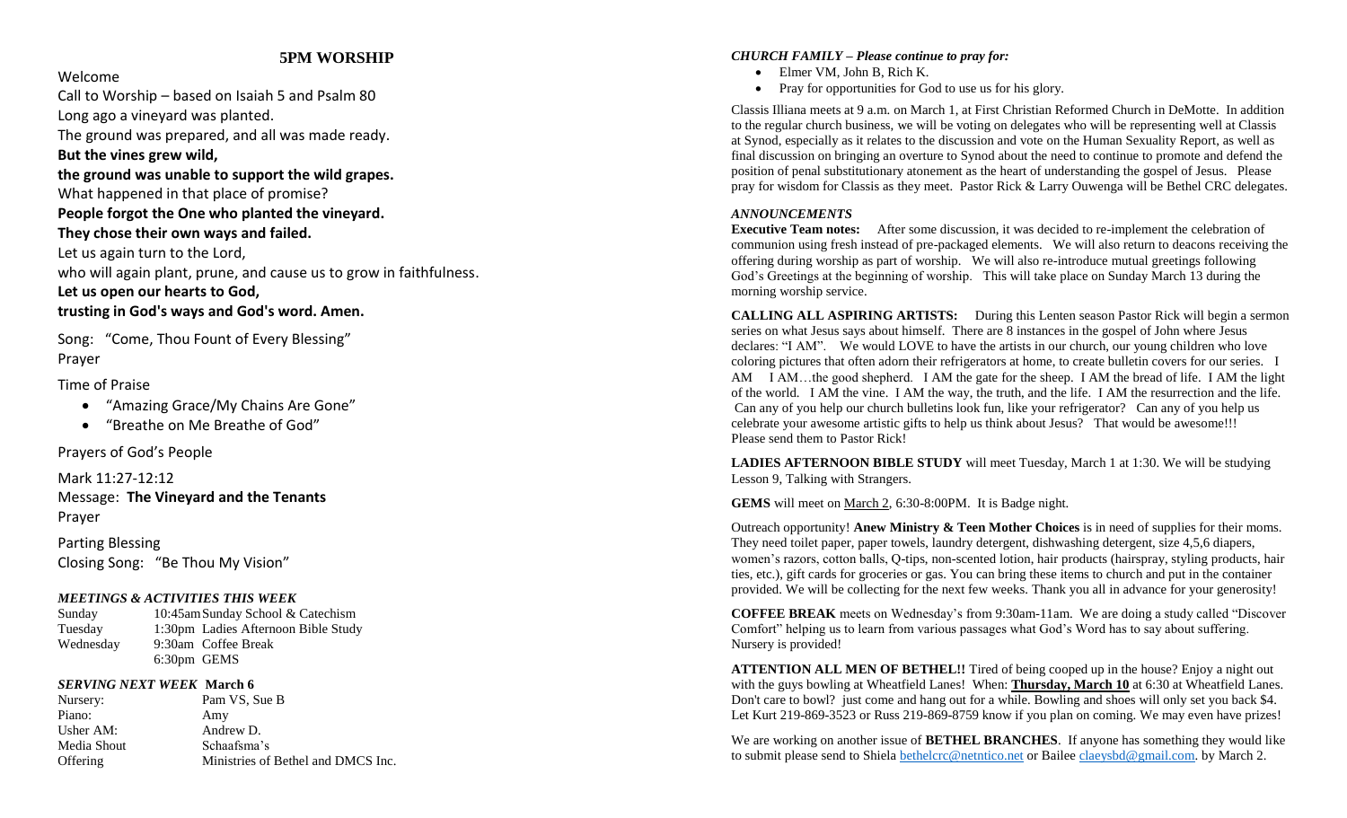## 5PM WORSHIP

Welcome

Call to Worship – based on Isaiah 5 and Psalm 80

Long ago a vineyard was planted.

The ground was prepared, and all was made ready.

**But the vines grew wild,**

**the ground was unable to support the wild grapes.**

What happened in that place of promise?

**People forgot the One who planted the vineyard.**

**They chose their own ways and failed.**

Let us again turn to the Lord,

who will again plant, prune, and cause us to grow in faithfulness.

**Let us open our hearts to God,**

**trusting in God's ways and God's word. Amen.**

Song: "Come, Thou Fount of Every Blessing"

Prayer

Time of Praise

- "Amazing Grace/My Chains Are Gone"
- "Breathe on Me Breathe of God"

Prayers of God's People

Mark 11:27-12:12

Message: **The Vineyard and the Tenants**

Prayer

Parting Blessing

Closing Song: "Be Thou My Vision"

### *MEETINGS & ACTIVITIES THIS WEEK*

| | | |
|---|---|---|
| Sunday | 10:45am | Sunday School & Catechism |
| Tuesday | 1:30pm | Ladies Afternoon Bible Study |
| Wednesday | 9:30am | Coffee Break |
| | 6:30pm | GEMS |

### *SERVING NEXT WEEK* March 6

| | |
|---|---|
| Nursery: | Pam VS, Sue B |
| Piano: | Amy |
| Usher AM: | Andrew D. |
| Media Shout | Schaafsma's |
| Offering | Ministries of Bethel and DMCS Inc. |

### *CHURCH FAMILY – Please continue to pray for:*

- Elmer VM, John B, Rich K.
- Pray for opportunities for God to use us for his glory.

Classis Illiana meets at 9 a.m. on March 1, at First Christian Reformed Church in DeMotte. In addition to the regular church business, we will be voting on delegates who will be representing well at Classis at Synod, especially as it relates to the discussion and vote on the Human Sexuality Report, as well as final discussion on bringing an overture to Synod about the need to continue to promote and defend the position of penal substitutionary atonement as the heart of understanding the gospel of Jesus. Please pray for wisdom for Classis as they meet. Pastor Rick & Larry Ouwenga will be Bethel CRC delegates.

### *ANNOUNCEMENTS*

**Executive Team notes:** After some discussion, it was decided to re-implement the celebration of communion using fresh instead of pre-packaged elements. We will also return to deacons receiving the offering during worship as part of worship. We will also re-introduce mutual greetings following God's Greetings at the beginning of worship. This will take place on Sunday March 13 during the morning worship service.

**CALLING ALL ASPIRING ARTISTS:** During this Lenten season Pastor Rick will begin a sermon series on what Jesus says about himself. There are 8 instances in the gospel of John where Jesus declares: "I AM". We would LOVE to have the artists in our church, our young children who love coloring pictures that often adorn their refrigerators at home, to create bulletin covers for our series. I AM I AM…the good shepherd. I AM the gate for the sheep. I AM the bread of life. I AM the light of the world. I AM the vine. I AM the way, the truth, and the life. I AM the resurrection and the life. Can any of you help our church bulletins look fun, like your refrigerator? Can any of you help us celebrate your awesome artistic gifts to help us think about Jesus? That would be awesome!!! Please send them to Pastor Rick!

**LADIES AFTERNOON BIBLE STUDY** will meet Tuesday, March 1 at 1:30. We will be studying Lesson 9, Talking with Strangers.

**GEMS** will meet on March 2, 6:30-8:00PM. It is Badge night.

Outreach opportunity! **Anew Ministry & Teen Mother Choices** is in need of supplies for their moms. They need toilet paper, paper towels, laundry detergent, dishwashing detergent, size 4,5,6 diapers, women's razors, cotton balls, Q-tips, non-scented lotion, hair products (hairspray, styling products, hair ties, etc.), gift cards for groceries or gas. You can bring these items to church and put in the container provided. We will be collecting for the next few weeks. Thank you all in advance for your generosity!

**COFFEE BREAK** meets on Wednesday's from 9:30am-11am. We are doing a study called "Discover Comfort" helping us to learn from various passages what God's Word has to say about suffering. Nursery is provided!

**ATTENTION ALL MEN OF BETHEL!!** Tired of being cooped up in the house? Enjoy a night out with the guys bowling at Wheatfield Lanes! When: **Thursday, March 10** at 6:30 at Wheatfield Lanes. Don't care to bowl? just come and hang out for a while. Bowling and shoes will only set you back $4. Let Kurt 219-869-3523 or Russ 219-869-8759 know if you plan on coming. We may even have prizes!

We are working on another issue of **BETHEL BRANCHES**. If anyone has something they would like to submit please send to Shiela bethelcrc@netntico.net or Bailee claeysbd@gmail.com. by March 2.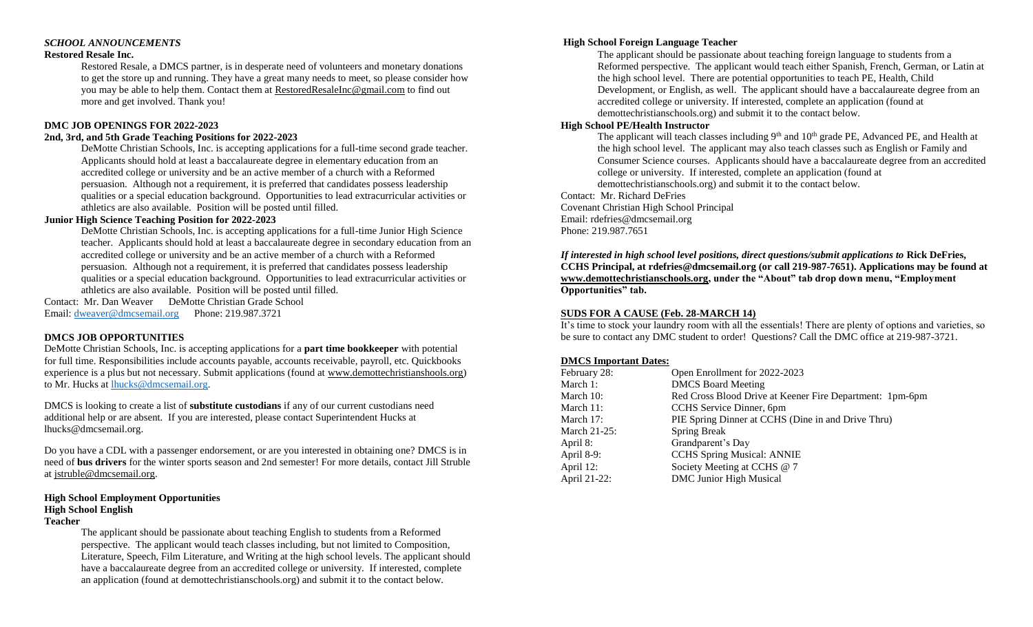*SCHOOL ANNOUNCEMENTS*

**Restored Resale Inc.**

Restored Resale, a DMCS partner, is in desperate need of volunteers and monetary donations to get the store up and running. They have a great many needs to meet, so please consider how you may be able to help them. Contact them at RestoredResaleInc@gmail.com to find out more and get involved. Thank you!

**DMC JOB OPENINGS FOR 2022-2023**

**2nd, 3rd, and 5th Grade Teaching Positions for 2022-2023**

DeMotte Christian Schools, Inc. is accepting applications for a full-time second grade teacher. Applicants should hold at least a baccalaureate degree in elementary education from an accredited college or university and be an active member of a church with a Reformed persuasion. Although not a requirement, it is preferred that candidates possess leadership qualities or a special education background. Opportunities to lead extracurricular activities or athletics are also available. Position will be posted until filled.

**Junior High Science Teaching Position for 2022-2023**

DeMotte Christian Schools, Inc. is accepting applications for a full-time Junior High Science teacher. Applicants should hold at least a baccalaureate degree in secondary education from an accredited college or university and be an active member of a church with a Reformed persuasion. Although not a requirement, it is preferred that candidates possess leadership qualities or a special education background. Opportunities to lead extracurricular activities or athletics are also available. Position will be posted until filled.

Contact: Mr. Dan Weaver DeMotte Christian Grade School
Email: dweaver@dmcsemail.org Phone: 219.987.3721

**DMCS JOB OPPORTUNITIES**

DeMotte Christian Schools, Inc. is accepting applications for a **part time bookkeeper** with potential for full time. Responsibilities include accounts payable, accounts receivable, payroll, etc. Quickbooks experience is a plus but not necessary. Submit applications (found at www.demottechristianshools.org) to Mr. Hucks at lhucks@dmcsemail.org.

DMCS is looking to create a list of **substitute custodians** if any of our current custodians need additional help or are absent. If you are interested, please contact Superintendent Hucks at lhucks@dmcsemail.org.

Do you have a CDL with a passenger endorsement, or are you interested in obtaining one? DMCS is in need of **bus drivers** for the winter sports season and 2nd semester! For more details, contact Jill Struble at jstruble@dmcsemail.org.

**High School Employment Opportunities**

**High School English Teacher**

The applicant should be passionate about teaching English to students from a Reformed perspective. The applicant would teach classes including, but not limited to Composition, Literature, Speech, Film Literature, and Writing at the high school levels. The applicant should have a baccalaureate degree from an accredited college or university. If interested, complete an application (found at demottechristianschools.org) and submit it to the contact below.

**High School Foreign Language Teacher**

The applicant should be passionate about teaching foreign language to students from a Reformed perspective. The applicant would teach either Spanish, French, German, or Latin at the high school level. There are potential opportunities to teach PE, Health, Child Development, or English, as well. The applicant should have a baccalaureate degree from an accredited college or university. If interested, complete an application (found at demottechristianschools.org) and submit it to the contact below.

**High School PE/Health Instructor**

The applicant will teach classes including 9th and 10th grade PE, Advanced PE, and Health at the high school level. The applicant may also teach classes such as English or Family and Consumer Science courses. Applicants should have a baccalaureate degree from an accredited college or university. If interested, complete an application (found at demottechristianschools.org) and submit it to the contact below.

Contact: Mr. Richard DeFries
Covenant Christian High School Principal
Email: rdefries@dmcsemail.org
Phone: 219.987.7651

***If interested in high school level positions, direct questions/submit applications to* Rick DeFries, CCHS Principal, at rdefries@dmcsemail.org (or call 219-987-7651). Applications may be found at www.demottechristianschools.org, under the "About" tab drop down menu, "Employment Opportunities" tab.**

**SUDS FOR A CAUSE (Feb. 28-MARCH 14)**

It's time to stock your laundry room with all the essentials! There are plenty of options and varieties, so be sure to contact any DMC student to order! Questions? Call the DMC office at 219-987-3721.

**DMCS Important Dates:**

| | |
|---|---|
| February 28: | Open Enrollment for 2022-2023 |
| March 1: | DMCS Board Meeting |
| March 10: | Red Cross Blood Drive at Keener Fire Department: 1pm-6pm |
| March 11: | CCHS Service Dinner, 6pm |
| March 17: | PIE Spring Dinner at CCHS (Dine in and Drive Thru) |
| March 21-25: | Spring Break |
| April 8: | Grandparent's Day |
| April 8-9: | CCHS Spring Musical: ANNIE |
| April 12: | Society Meeting at CCHS @ 7 |
| April 21-22: | DMC Junior High Musical |